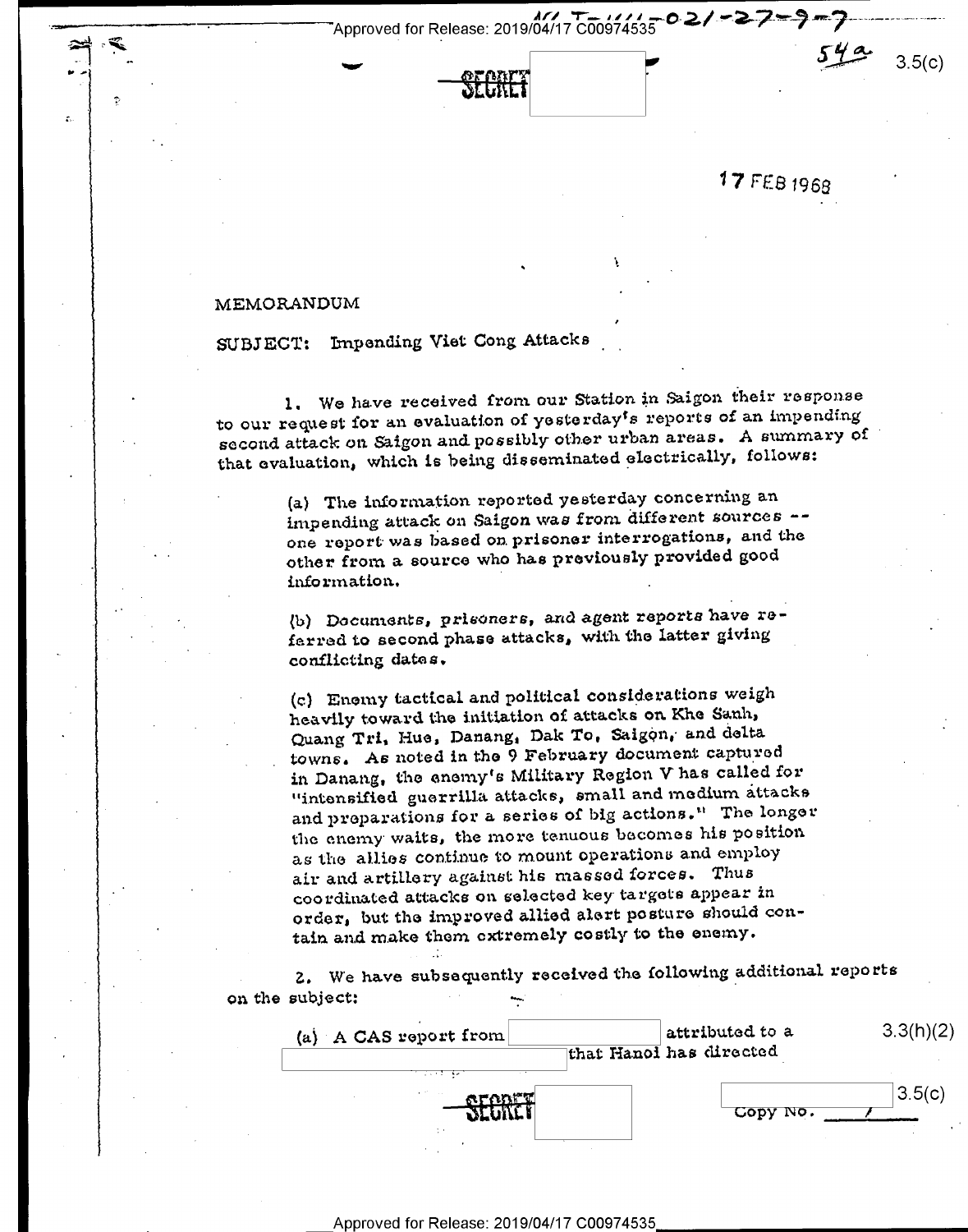SECRET

17 FEB 1968

MEMORANDUM

SUBJECT: Impending Viet Cong Attacks

1. We have received from our Station in Saigon their response to our request for an evaluation of yesterday's reports of an impending second attack on Saigon and possibly other urban areas. A summary of that evaluation, which is being disseminated electrically, follows:

(a) The information reported yesterday concerning an impending attack on Saigon was from different sources -- one report was based on prisoner interrogations, and the other from a source who has previously provided good information.

(b) Documents, prisoners, and agent reports have referred to second phase attacks, with the latter giving conflicting dates.

(c) Enemy tactical and political considerations weigh heavily toward the initiation of attacks on Khe Sanh, Quang Tri, Hue, Danang, Dak To, Saigon, and delta towns. As noted in the 9 February document captured in Danang, the enemy's Military Region V has called for "intensified guerrilla attacks, small and medium attacks and preparations for a series of big actions." The longer the enemy waits, the more tenuous becomes his position as the allies continue to mount operations and employ air and artillery against his massed forces. Thus coordinated attacks on selected key targets appear in order, but the improved allied alert posture should contain and make them extremely costly to the enemy.

2. We have subsequently received the following additional reports on the subject:

(a) A CAS report from [redacted] attributed to a [redacted] that Hanoi has directed

SECRET

Copy No. 1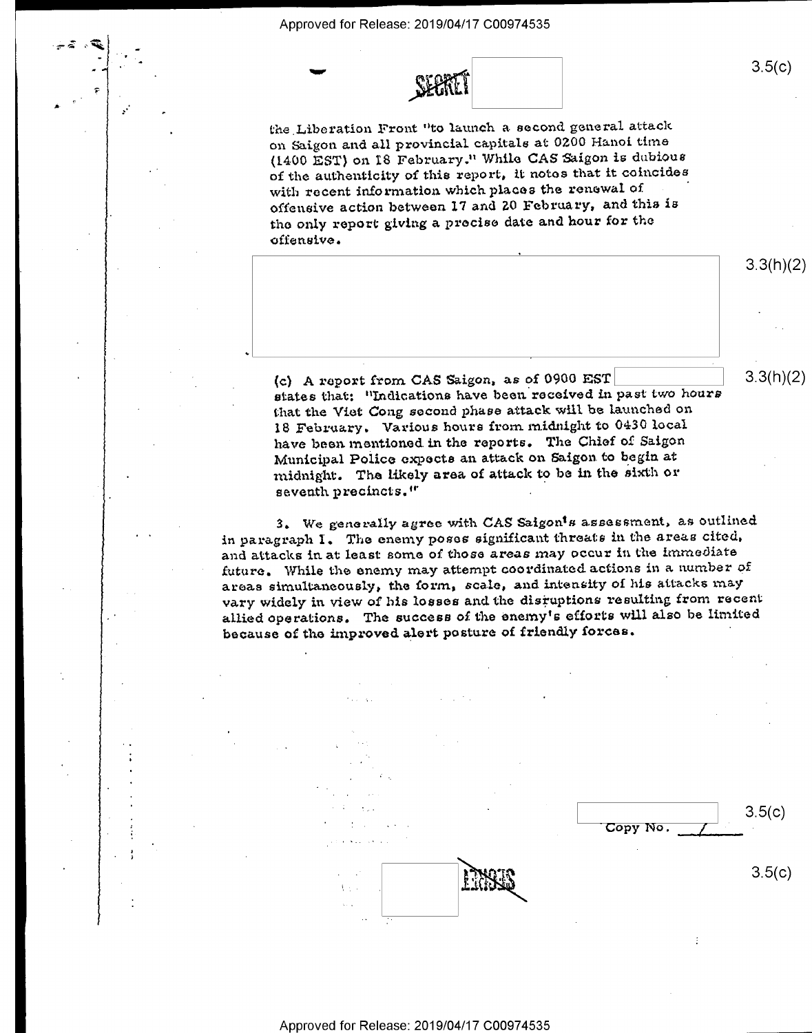SECRET

the Liberation Front "to launch a second general attack on Saigon and all provincial capitals at 0200 Hanoi time (1400 EST) on 18 February." While CAS Saigon is dubious of the authenticity of this report, it notes that it coincides with recent information which places the renewal of offensive action between 17 and 20 February, and this is the only report giving a precise date and hour for the offensive.

3.5(c)

3.3(h)(2)

(c) A report from CAS Saigon, as of 0900 EST states that: "Indications have been received in past two hours that the Viet Cong second phase attack will be launched on 18 February. Various hours from midnight to 0430 local have been mentioned in the reports. The Chief of Saigon Municipal Police expects an attack on Saigon to begin at midnight. The likely area of attack to be in the sixth or seventh precincts."

3.3(h)(2)

3. We generally agree with CAS Saigon's assessment, as outlined in paragraph 1. The enemy poses significant threats in the areas cited, and attacks in at least some of those areas may occur in the immediate future. While the enemy may attempt coordinated actions in a number of areas simultaneously, the form, scale, and intensity of his attacks may vary widely in view of his losses and the disruptions resulting from recent allied operations. The success of the enemy's efforts will also be limited because of the improved alert posture of friendly forces.

Copy No. 1

3.5(c)

SECRET

3.5(c)